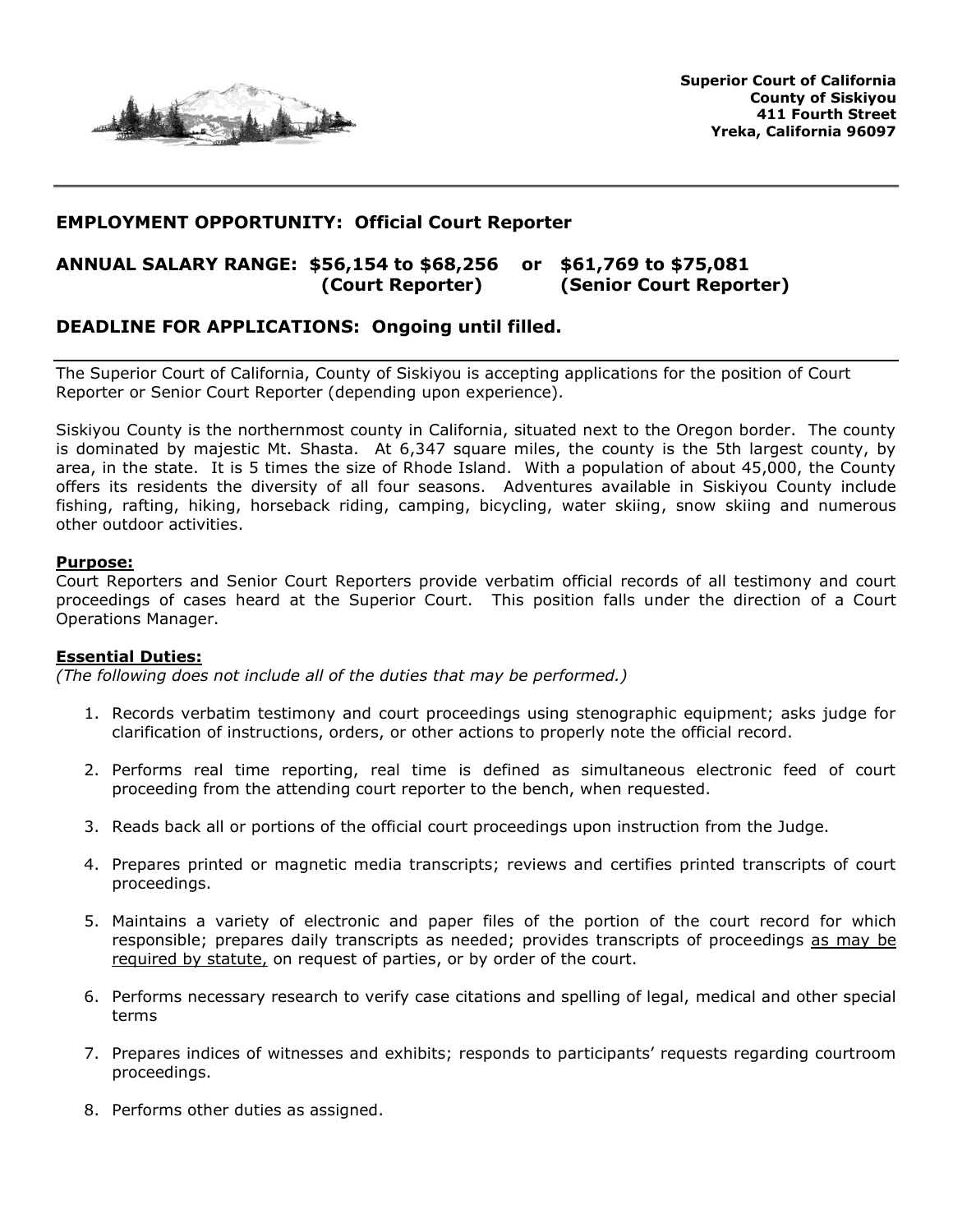**Superior Court of California**
**County of Siskiyou**
**411 Fourth Street**
**Yreka, California 96097**

---

## EMPLOYMENT OPPORTUNITY: Official Court Reporter

## ANNUAL SALARY RANGE: $56,154 to $68,256 (Court Reporter) or $61,769 to $75,081 (Senior Court Reporter)

## DEADLINE FOR APPLICATIONS: Ongoing until filled.

---

The Superior Court of California, County of Siskiyou is accepting applications for the position of Court Reporter or Senior Court Reporter (depending upon experience).

Siskiyou County is the northernmost county in California, situated next to the Oregon border. The county is dominated by majestic Mt. Shasta. At 6,347 square miles, the county is the 5th largest county, by area, in the state. It is 5 times the size of Rhode Island. With a population of about 45,000, the County offers its residents the diversity of all four seasons. Adventures available in Siskiyou County include fishing, rafting, hiking, horseback riding, camping, bicycling, water skiing, snow skiing and numerous other outdoor activities.

**Purpose:**

Court Reporters and Senior Court Reporters provide verbatim official records of all testimony and court proceedings of cases heard at the Superior Court. This position falls under the direction of a Court Operations Manager.

**Essential Duties:**

*(The following does not include all of the duties that may be performed.)*

1. Records verbatim testimony and court proceedings using stenographic equipment; asks judge for clarification of instructions, orders, or other actions to properly note the official record.
2. Performs real time reporting, real time is defined as simultaneous electronic feed of court proceeding from the attending court reporter to the bench, when requested.
3. Reads back all or portions of the official court proceedings upon instruction from the Judge.
4. Prepares printed or magnetic media transcripts; reviews and certifies printed transcripts of court proceedings.
5. Maintains a variety of electronic and paper files of the portion of the court record for which responsible; prepares daily transcripts as needed; provides transcripts of proceedings as may be required by statute, on request of parties, or by order of the court.
6. Performs necessary research to verify case citations and spelling of legal, medical and other special terms
7. Prepares indices of witnesses and exhibits; responds to participants' requests regarding courtroom proceedings.
8. Performs other duties as assigned.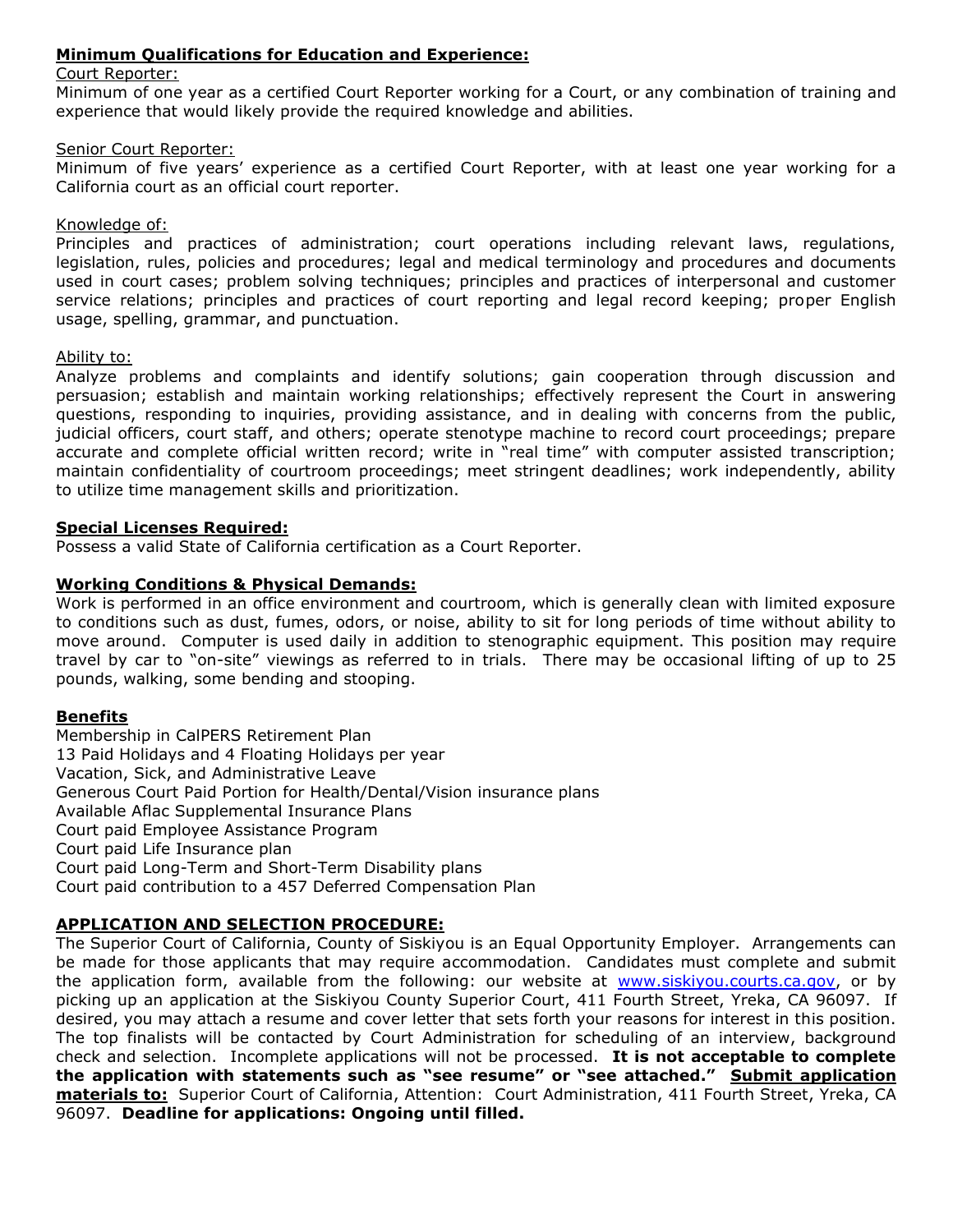**Minimum Qualifications for Education and Experience:**

Court Reporter:

Minimum of one year as a certified Court Reporter working for a Court, or any combination of training and experience that would likely provide the required knowledge and abilities.

Senior Court Reporter:

Minimum of five years' experience as a certified Court Reporter, with at least one year working for a California court as an official court reporter.

Knowledge of:

Principles and practices of administration; court operations including relevant laws, regulations, legislation, rules, policies and procedures; legal and medical terminology and procedures and documents used in court cases; problem solving techniques; principles and practices of interpersonal and customer service relations; principles and practices of court reporting and legal record keeping; proper English usage, spelling, grammar, and punctuation.

Ability to:

Analyze problems and complaints and identify solutions; gain cooperation through discussion and persuasion; establish and maintain working relationships; effectively represent the Court in answering questions, responding to inquiries, providing assistance, and in dealing with concerns from the public, judicial officers, court staff, and others; operate stenotype machine to record court proceedings; prepare accurate and complete official written record; write in "real time" with computer assisted transcription; maintain confidentiality of courtroom proceedings; meet stringent deadlines; work independently, ability to utilize time management skills and prioritization.

**Special Licenses Required:**

Possess a valid State of California certification as a Court Reporter.

**Working Conditions & Physical Demands:**

Work is performed in an office environment and courtroom, which is generally clean with limited exposure to conditions such as dust, fumes, odors, or noise, ability to sit for long periods of time without ability to move around. Computer is used daily in addition to stenographic equipment. This position may require travel by car to "on-site" viewings as referred to in trials. There may be occasional lifting of up to 25 pounds, walking, some bending and stooping.

**Benefits**

Membership in CalPERS Retirement Plan
13 Paid Holidays and 4 Floating Holidays per year
Vacation, Sick, and Administrative Leave
Generous Court Paid Portion for Health/Dental/Vision insurance plans
Available Aflac Supplemental Insurance Plans
Court paid Employee Assistance Program
Court paid Life Insurance plan
Court paid Long-Term and Short-Term Disability plans
Court paid contribution to a 457 Deferred Compensation Plan

**APPLICATION AND SELECTION PROCEDURE:**

The Superior Court of California, County of Siskiyou is an Equal Opportunity Employer. Arrangements can be made for those applicants that may require accommodation. Candidates must complete and submit the application form, available from the following: our website at www.siskiyou.courts.ca.gov, or by picking up an application at the Siskiyou County Superior Court, 411 Fourth Street, Yreka, CA 96097. If desired, you may attach a resume and cover letter that sets forth your reasons for interest in this position. The top finalists will be contacted by Court Administration for scheduling of an interview, background check and selection. Incomplete applications will not be processed. **It is not acceptable to complete the application with statements such as "see resume" or "see attached." Submit application materials to:** Superior Court of California, Attention: Court Administration, 411 Fourth Street, Yreka, CA 96097. **Deadline for applications: Ongoing until filled.**